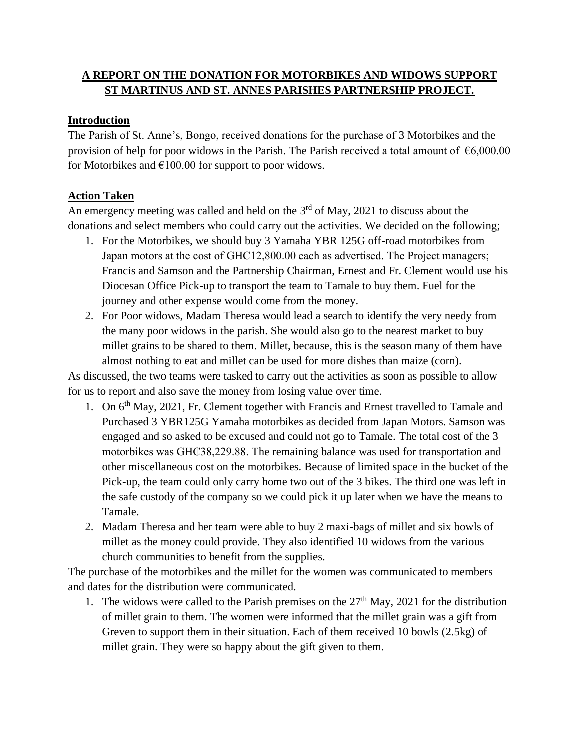# A REPORT ON THE DONATION FOR MOTORBIKES AND WIDOWS SUPPORT ST MARTINUS AND ST. ANNES PARISHES PARTNERSHIP PROJECT.

## Introduction

The Parish of St. Anne's, Bongo, received donations for the purchase of 3 Motorbikes and the provision of help for poor widows in the Parish. The Parish received a total amount of €6,000.00 for Motorbikes and €100.00 for support to poor widows.

## Action Taken

An emergency meeting was called and held on the 3rd of May, 2021 to discuss about the donations and select members who could carry out the activities. We decided on the following;

1. For the Motorbikes, we should buy 3 Yamaha YBR 125G off-road motorbikes from Japan motors at the cost of GH₵12,800.00 each as advertised. The Project managers; Francis and Samson and the Partnership Chairman, Ernest and Fr. Clement would use his Diocesan Office Pick-up to transport the team to Tamale to buy them. Fuel for the journey and other expense would come from the money.
2. For Poor widows, Madam Theresa would lead a search to identify the very needy from the many poor widows in the parish. She would also go to the nearest market to buy millet grains to be shared to them. Millet, because, this is the season many of them have almost nothing to eat and millet can be used for more dishes than maize (corn).

As discussed, the two teams were tasked to carry out the activities as soon as possible to allow for us to report and also save the money from losing value over time.

1. On 6th May, 2021, Fr. Clement together with Francis and Ernest travelled to Tamale and Purchased 3 YBR125G Yamaha motorbikes as decided from Japan Motors. Samson was engaged and so asked to be excused and could not go to Tamale. The total cost of the 3 motorbikes was GH₵38,229.88. The remaining balance was used for transportation and other miscellaneous cost on the motorbikes. Because of limited space in the bucket of the Pick-up, the team could only carry home two out of the 3 bikes. The third one was left in the safe custody of the company so we could pick it up later when we have the means to Tamale.
2. Madam Theresa and her team were able to buy 2 maxi-bags of millet and six bowls of millet as the money could provide. They also identified 10 widows from the various church communities to benefit from the supplies.

The purchase of the motorbikes and the millet for the women was communicated to members and dates for the distribution were communicated.

1. The widows were called to the Parish premises on the 27th May, 2021 for the distribution of millet grain to them. The women were informed that the millet grain was a gift from Greven to support them in their situation. Each of them received 10 bowls (2.5kg) of millet grain. They were so happy about the gift given to them.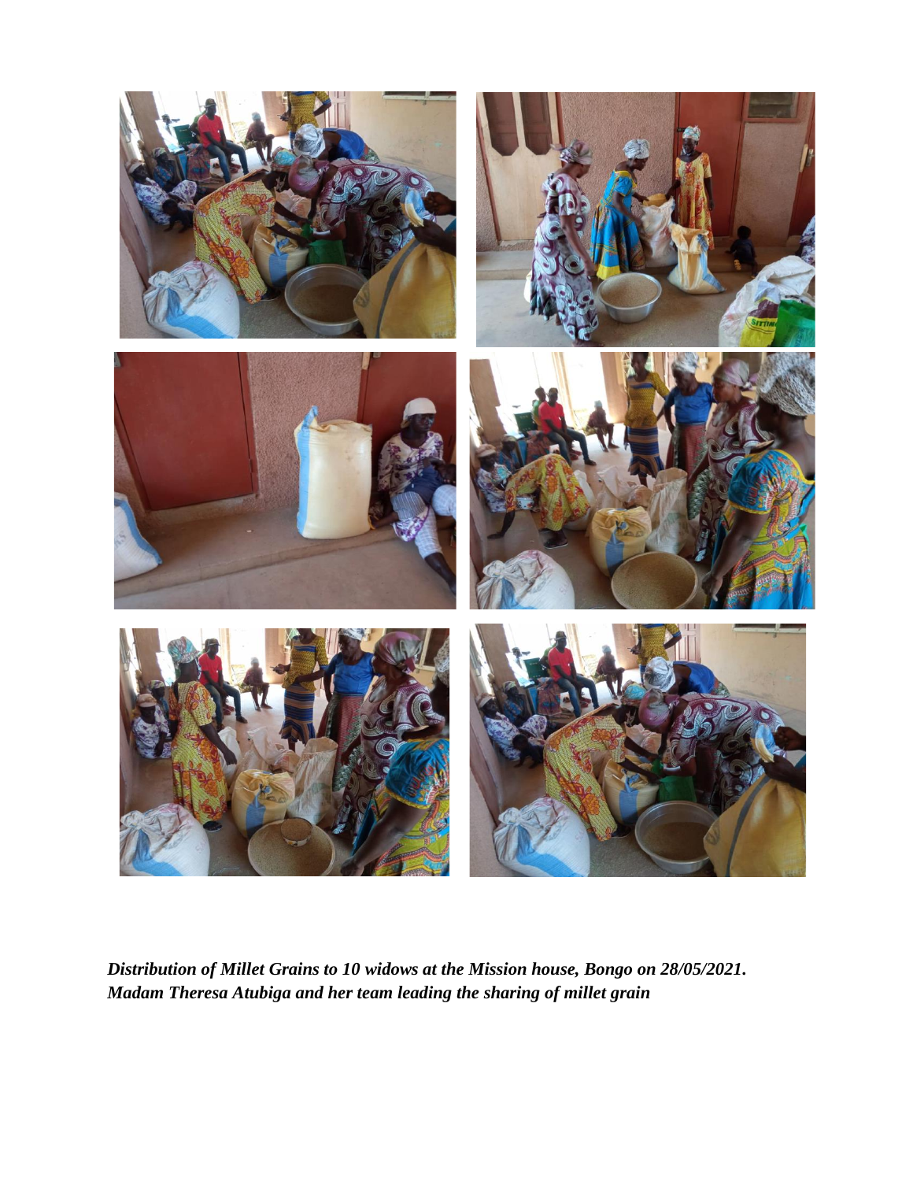*Distribution of Millet Grains to 10 widows at the Mission house, Bongo on 28/05/2021.*
*Madam Theresa Atubiga and her team leading the sharing of millet grain*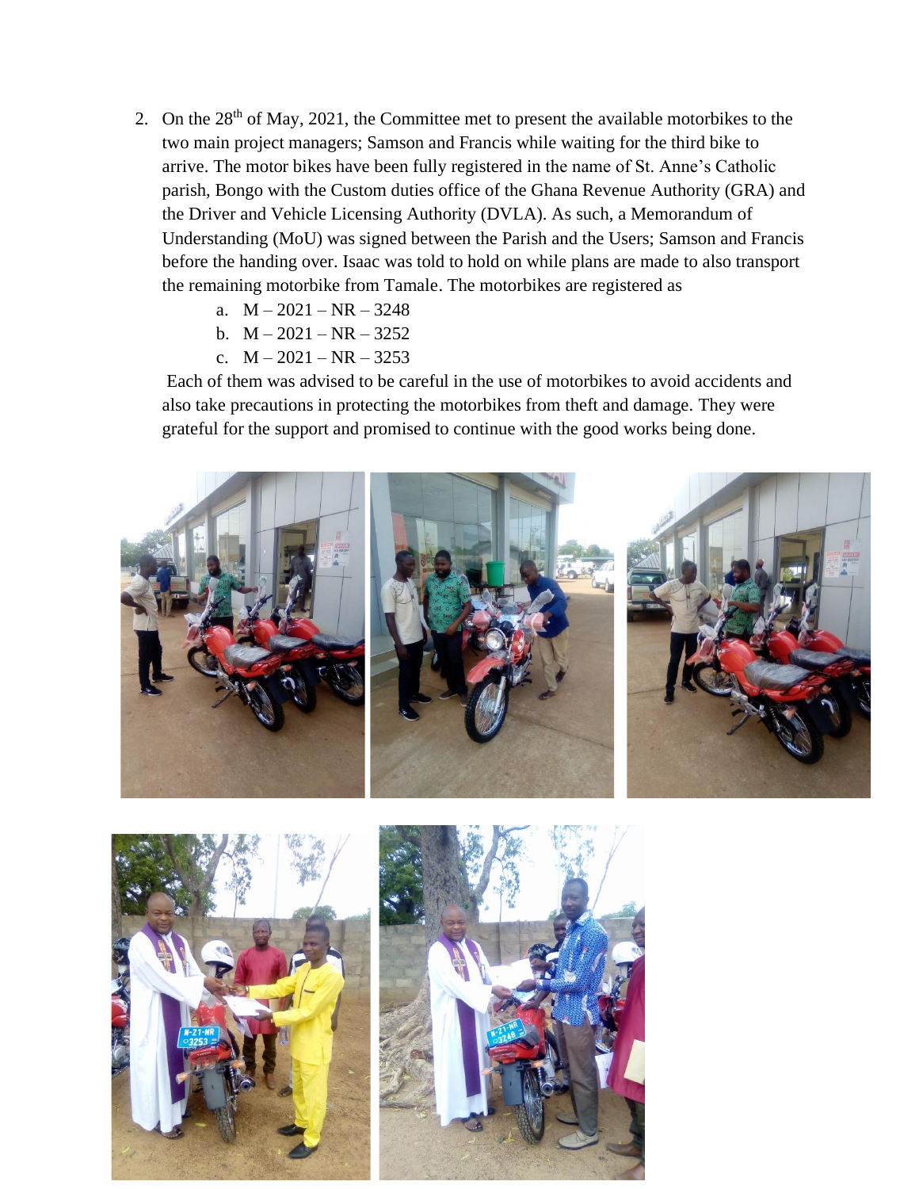2. On the 28th of May, 2021, the Committee met to present the available motorbikes to the two main project managers; Samson and Francis while waiting for the third bike to arrive. The motor bikes have been fully registered in the name of St. Anne's Catholic parish, Bongo with the Custom duties office of the Ghana Revenue Authority (GRA) and the Driver and Vehicle Licensing Authority (DVLA). As such, a Memorandum of Understanding (MoU) was signed between the Parish and the Users; Samson and Francis before the handing over. Isaac was told to hold on while plans are made to also transport the remaining motorbike from Tamale. The motorbikes are registered as

    a. M – 2021 – NR – 3248
    b. M – 2021 – NR – 3252
    c. M – 2021 – NR – 3253

    Each of them was advised to be careful in the use of motorbikes to avoid accidents and also take precautions in protecting the motorbikes from theft and damage. They were grateful for the support and promised to continue with the good works being done.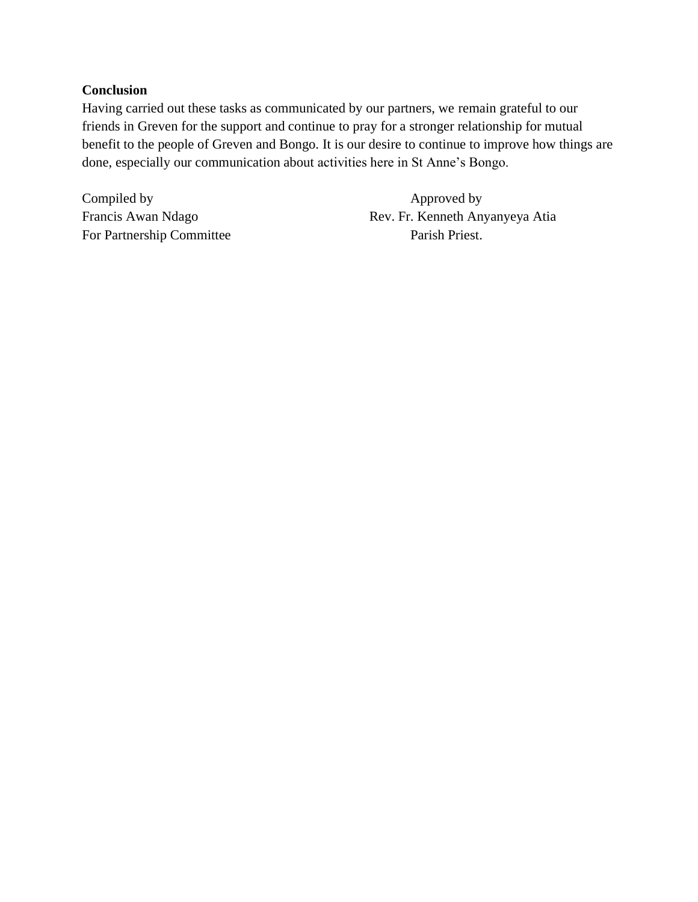**Conclusion**

Having carried out these tasks as communicated by our partners, we remain grateful to our friends in Greven for the support and continue to pray for a stronger relationship for mutual benefit to the people of Greven and Bongo. It is our desire to continue to improve how things are done, especially our communication about activities here in St Anne's Bongo.

Compiled by
Francis Awan Ndago
For Partnership Committee

Approved by
Rev. Fr. Kenneth Anyanyeya Atia
Parish Priest.